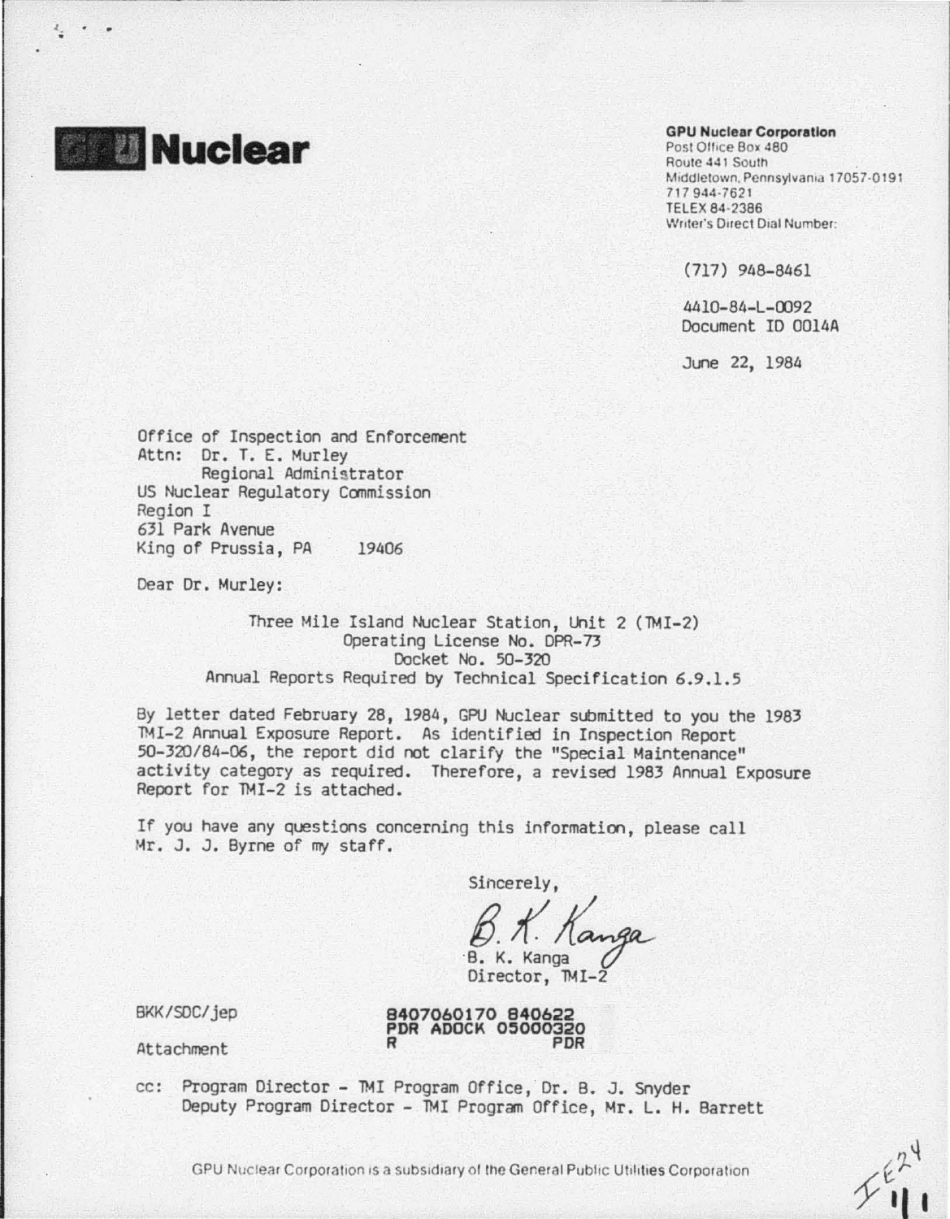**Nuclear**

**GPU Nuclear Corporation**
Post Office Box 480
Route 441 South
Middletown, Pennsylvania 17057-0191
717 944-7621
TELEX 84-2386
Writer's Direct Dial Number:

(717) 948-8461

4410-84-L-0092
Document ID 0014A

June 22, 1984

Office of Inspection and Enforcement
Attn: Dr. T. E. Murley
Regional Administrator
US Nuclear Regulatory Commission
Region I
631 Park Avenue
King of Prussia, PA 19406

Dear Dr. Murley:

Three Mile Island Nuclear Station, Unit 2 (TMI-2)
Operating License No. DPR-73
Docket No. 50-320
Annual Reports Required by Technical Specification 6.9.1.5

By letter dated February 28, 1984, GPU Nuclear submitted to you the 1983 TMI-2 Annual Exposure Report. As identified in Inspection Report 50-320/84-06, the report did not clarify the "Special Maintenance" activity category as required. Therefore, a revised 1983 Annual Exposure Report for TMI-2 is attached.

If you have any questions concerning this information, please call Mr. J. J. Byrne of my staff.

Sincerely,

B. K. Kanga

B. K. Kanga
Director, TMI-2

BKK/SDC/jep

8407060170 840622
PDR ADOCK 05000320
R PDR

Attachment

cc: Program Director - TMI Program Office, Dr. B. J. Snyder
Deputy Program Director - TMI Program Office, Mr. L. H. Barrett

GPU Nuclear Corporation is a subsidiary of the General Public Utilities Corporation

IE24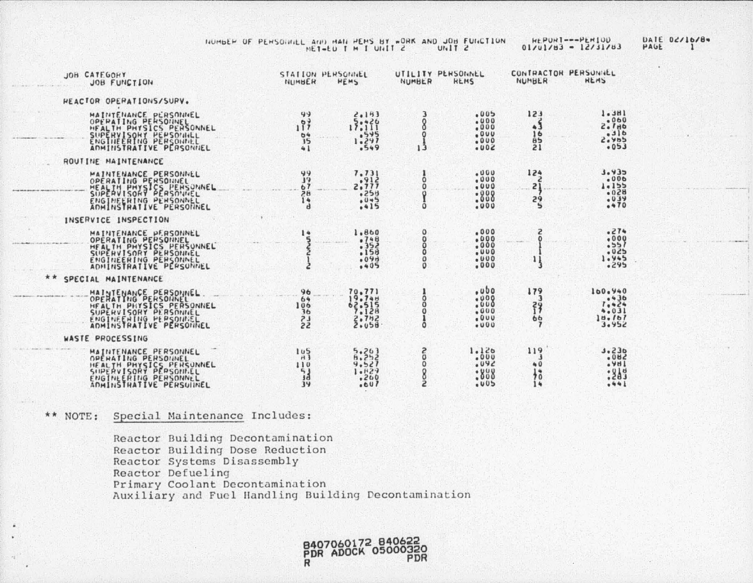NUMBER OF PERSONNEL AND MAN REMS BY WORK AND JOB FUNCTION
MET-ED T M I UNIT 2 UNIT 2

REPORT---PERIOD 01/01/83 - 12/31/83

DATE 02/16/84
PAGE 1

| JOB CATEGORY / JOB FUNCTION | STATION PERSONNEL NUMBER | STATION PERSONNEL REMS | UTILITY PERSONNEL NUMBER | UTILITY PERSONNEL REMS | CONTRACTOR PERSONNEL NUMBER | CONTRACTOR PERSONNEL REMS |
|---|---|---|---|---|---|---|
| **REACTOR OPERATIONS/SURV.** | | | | | | |
| MAINTENANCE PERSONNEL | 99 | 2.183 | 3 | .005 | 123 | 1.381 |
| OPERATING PERSONNEL | 69 | 5.426 | 0 | .000 | 2 | .060 |
| HEALTH PHYSICS PERSONNEL | 117 | 17.111 | 0 | .000 | 43 | 2.786 |
| SUPERVISORY PERSONNEL | 64 | .595 | 0 | .000 | 16 | .316 |
| ENGINEERING PERSONNEL | 15 | 1.297 | 1 | .000 | 85 | 2.965 |
| ADMINISTRATIVE PERSONNEL | 41 | .549 | 13 | .002 | 21 | .053 |
| **ROUTINE MAINTENANCE** | | | | | | |
| MAINTENANCE PERSONNEL | 99 | 7.731 | 1 | .000 | 124 | 3.935 |
| OPERATING PERSONNEL | 39 | .912 | 0 | .000 | 2 | .006 |
| HEALTH PHYSICS PERSONNEL | 67 | 2.777 | 0 | .000 | 21 | 1.155 |
| SUPERVISORY PERSONNEL | 28 | .258 | 0 | .000 | 7 | .028 |
| ENGINEERING PERSONNEL | 14 | .045 | 1 | .000 | 29 | .039 |
| ADMINISTRATIVE PERSONNEL | 8 | .415 | 0 | .000 | 5 | .470 |
| **INSERVICE INSPECTION** | | | | | | |
| MAINTENANCE PERSONNEL | 14 | 1.860 | 0 | .000 | 2 | .274 |
| OPERATING PERSONNEL | 5 | .748 | 0 | .000 | 0 | .000 |
| HEALTH PHYSICS PERSONNEL | 5 | .352 | 0 | .000 | 1 | .557 |
| SUPERVISORY PERSONNEL | 2 | .158 | 0 | .000 | 1 | .025 |
| ENGINEERING PERSONNEL | 1 | .098 | 0 | .000 | 11 | 1.945 |
| ADMINISTRATIVE PERSONNEL | 2 | .405 | 0 | .000 | 3 | .295 |
| ** **SPECIAL MAINTENANCE** | | | | | | |
| MAINTENANCE PERSONNEL | 96 | 70.771 | 1 | .000 | 179 | 160.940 |
| OPERATING PERSONNEL | 64 | 19.748 | 0 | .000 | 3 | .436 |
| HEALTH PHYSICS PERSONNEL | 106 | 62.515 | 0 | .000 | 29 | 7.424 |
| SUPERVISORY PERSONNEL | 36 | 7.128 | 0 | .000 | 17 | 4.031 |
| ENGINEERING PERSONNEL | 23 | 2.782 | 1 | .000 | 66 | 18.767 |
| ADMINISTRATIVE PERSONNEL | 22 | 2.058 | 0 | .000 | 7 | 3.952 |
| **WASTE PROCESSING** | | | | | | |
| MAINTENANCE PERSONNEL | 105 | 5.263 | 2 | 1.126 | 119 | 3.236 |
| OPERATING PERSONNEL | 83 | 8.252 | 0 | .000 | 3 | .082 |
| HEALTH PHYSICS PERSONNEL | 110 | 9.527 | 0 | .092 | 40 | .981 |
| SUPERVISORY PERSONNEL | 53 | 1.829 | 0 | .000 | 14 | .018 |
| ENGINEERING PERSONNEL | 38 | .260 | 0 | .000 | 70 | .283 |
| ADMINISTRATIVE PERSONNEL | 39 | .607 | 2 | .005 | 14 | .441 |

** NOTE: Special Maintenance Includes:

Reactor Building Decontamination
Reactor Building Dose Reduction
Reactor Systems Disassembly
Reactor Defueling
Primary Coolant Decontamination
Auxiliary and Fuel Handling Building Decontamination

8407060172 840622
PDR ADOCK 05000320
R PDR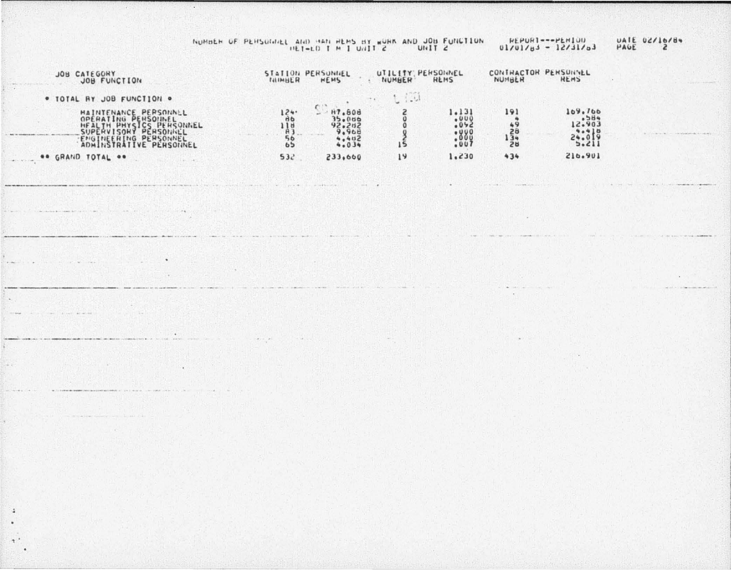NUMBER OF PERSONNEL AND MAN REMS BY WORK AND JOB FUNCTION
MET-ED T M I UNIT 2 UNIT 2

REPORT---PERIOD
01/01/83 - 12/31/83

DATE 02/16/84
PAGE 2

| JOB CATEGORY / JOB FUNCTION | STATION PERSONNEL NUMBER | STATION PERSONNEL REMS | UTILITY PERSONNEL NUMBER | UTILITY PERSONNEL REMS | CONTRACTOR PERSONNEL NUMBER | CONTRACTOR PERSONNEL REMS |
|---|---|---|---|---|---|---|
| * TOTAL BY JOB FUNCTION * | | | | | | |
| MAINTENANCE PERSONNEL | 124 | 87.808 | 2 | 1.131 | 191 | 169.766 |
| OPERATING PERSONNEL | 86 | 35.086 | 0 | .000 | 4 | .584 |
| HEALTH PHYSICS PERSONNEL | 118 | 92.282 | 0 | .092 | 49 | 12.903 |
| SUPERVISORY PERSONNEL | 83 | 9.968 | 0 | .000 | 28 | 4.418 |
| ENGINEERING PERSONNEL | 56 | 4.482 | 2 | .000 | 134 | 24.019 |
| ADMINISTRATIVE PERSONNEL | 65 | 4.034 | 15 | .007 | 28 | 5.211 |
| ** GRAND TOTAL ** | 532 | 233.660 | 19 | 1.230 | 434 | 216.901 |